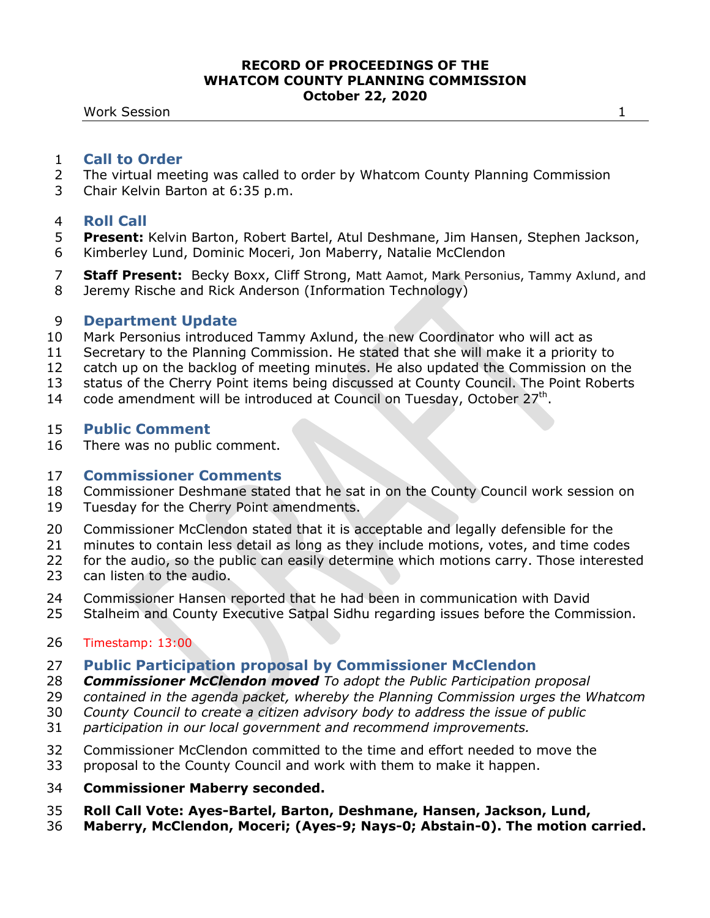# RECORD OF PROCEEDINGS OF THE WHATCOM COUNTY PLANNING COMMISSION
## October 22, 2020

Work Session

## Call to Order

The virtual meeting was called to order by Whatcom County Planning Commission Chair Kelvin Barton at 6:35 p.m.

## Roll Call

**Present:** Kelvin Barton, Robert Bartel, Atul Deshmane, Jim Hansen, Stephen Jackson, Kimberley Lund, Dominic Moceri, Jon Maberry, Natalie McClendon

**Staff Present:** Becky Boxx, Cliff Strong, Matt Aamot, Mark Personius, Tammy Axlund, and Jeremy Rische and Rick Anderson (Information Technology)

## Department Update

Mark Personius introduced Tammy Axlund, the new Coordinator who will act as Secretary to the Planning Commission. He stated that she will make it a priority to catch up on the backlog of meeting minutes. He also updated the Commission on the status of the Cherry Point items being discussed at County Council. The Point Roberts code amendment will be introduced at Council on Tuesday, October 27th.

## Public Comment

There was no public comment.

## Commissioner Comments

Commissioner Deshmane stated that he sat in on the County Council work session on Tuesday for the Cherry Point amendments.

Commissioner McClendon stated that it is acceptable and legally defensible for the minutes to contain less detail as long as they include motions, votes, and time codes for the audio, so the public can easily determine which motions carry. Those interested can listen to the audio.

Commissioner Hansen reported that he had been in communication with David Stalheim and County Executive Satpal Sidhu regarding issues before the Commission.

Timestamp: 13:00

## Public Participation proposal by Commissioner McClendon

***Commissioner McClendon moved*** *To adopt the Public Participation proposal contained in the agenda packet, whereby the Planning Commission urges the Whatcom County Council to create a citizen advisory body to address the issue of public participation in our local government and recommend improvements.*

Commissioner McClendon committed to the time and effort needed to move the proposal to the County Council and work with them to make it happen.

**Commissioner Maberry seconded.**

**Roll Call Vote: Ayes-Bartel, Barton, Deshmane, Hansen, Jackson, Lund, Maberry, McClendon, Moceri; (Ayes-9; Nays-0; Abstain-0). The motion carried.**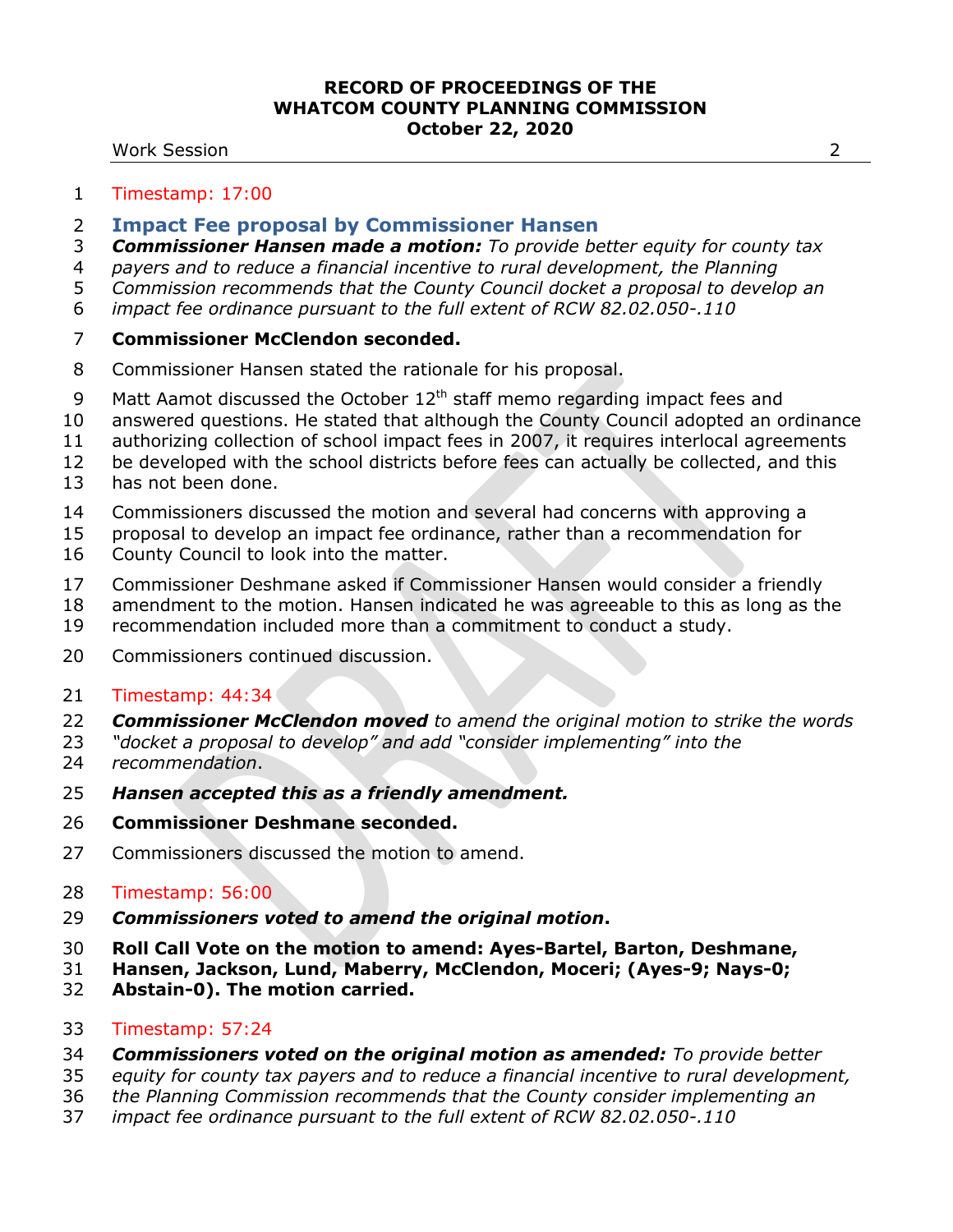Timestamp: 17:00

## Impact Fee proposal by Commissioner Hansen

***Commissioner Hansen made a motion:*** *To provide better equity for county tax payers and to reduce a financial incentive to rural development, the Planning Commission recommends that the County Council docket a proposal to develop an impact fee ordinance pursuant to the full extent of RCW 82.02.050-.110*

**Commissioner McClendon seconded.**

Commissioner Hansen stated the rationale for his proposal.

Matt Aamot discussed the October 12th staff memo regarding impact fees and answered questions. He stated that although the County Council adopted an ordinance authorizing collection of school impact fees in 2007, it requires interlocal agreements be developed with the school districts before fees can actually be collected, and this has not been done.

Commissioners discussed the motion and several had concerns with approving a proposal to develop an impact fee ordinance, rather than a recommendation for County Council to look into the matter.

Commissioner Deshmane asked if Commissioner Hansen would consider a friendly amendment to the motion. Hansen indicated he was agreeable to this as long as the recommendation included more than a commitment to conduct a study.

Commissioners continued discussion.

Timestamp: 44:34

***Commissioner McClendon moved*** *to amend the original motion to strike the words "docket a proposal to develop" and add "consider implementing" into the recommendation*.

***Hansen accepted this as a friendly amendment.***

**Commissioner Deshmane seconded.**

Commissioners discussed the motion to amend.

Timestamp: 56:00

***Commissioners voted to amend the original motion*.**

**Roll Call Vote on the motion to amend: Ayes-Bartel, Barton, Deshmane, Hansen, Jackson, Lund, Maberry, McClendon, Moceri; (Ayes-9; Nays-0; Abstain-0). The motion carried.**

Timestamp: 57:24

***Commissioners voted on the original motion as amended:*** *To provide better equity for county tax payers and to reduce a financial incentive to rural development, the Planning Commission recommends that the County consider implementing an impact fee ordinance pursuant to the full extent of RCW 82.02.050-.110*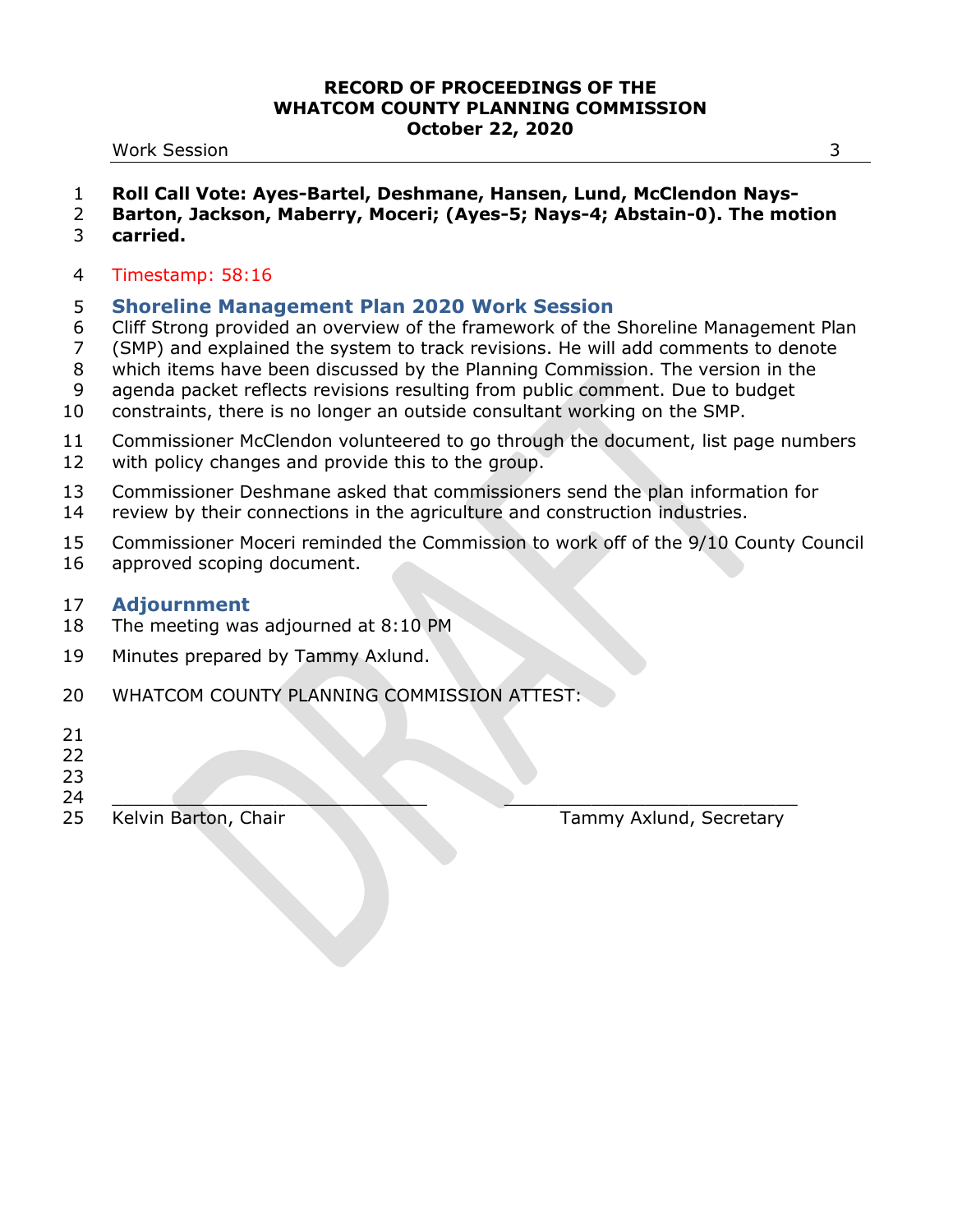**Roll Call Vote: Ayes-Bartel, Deshmane, Hansen, Lund, McClendon Nays-Barton, Jackson, Maberry, Moceri; (Ayes-5; Nays-4; Abstain-0). The motion carried.**

Timestamp: 58:16

## Shoreline Management Plan 2020 Work Session

Cliff Strong provided an overview of the framework of the Shoreline Management Plan (SMP) and explained the system to track revisions. He will add comments to denote which items have been discussed by the Planning Commission. The version in the agenda packet reflects revisions resulting from public comment. Due to budget constraints, there is no longer an outside consultant working on the SMP.

Commissioner McClendon volunteered to go through the document, list page numbers with policy changes and provide this to the group.

Commissioner Deshmane asked that commissioners send the plan information for review by their connections in the agriculture and construction industries.

Commissioner Moceri reminded the Commission to work off of the 9/10 County Council approved scoping document.

## Adjournment

The meeting was adjourned at 8:10 PM

Minutes prepared by Tammy Axlund.

WHATCOM COUNTY PLANNING COMMISSION ATTEST:

_____________________________ _____________________________

Kelvin Barton, Chair Tammy Axlund, Secretary